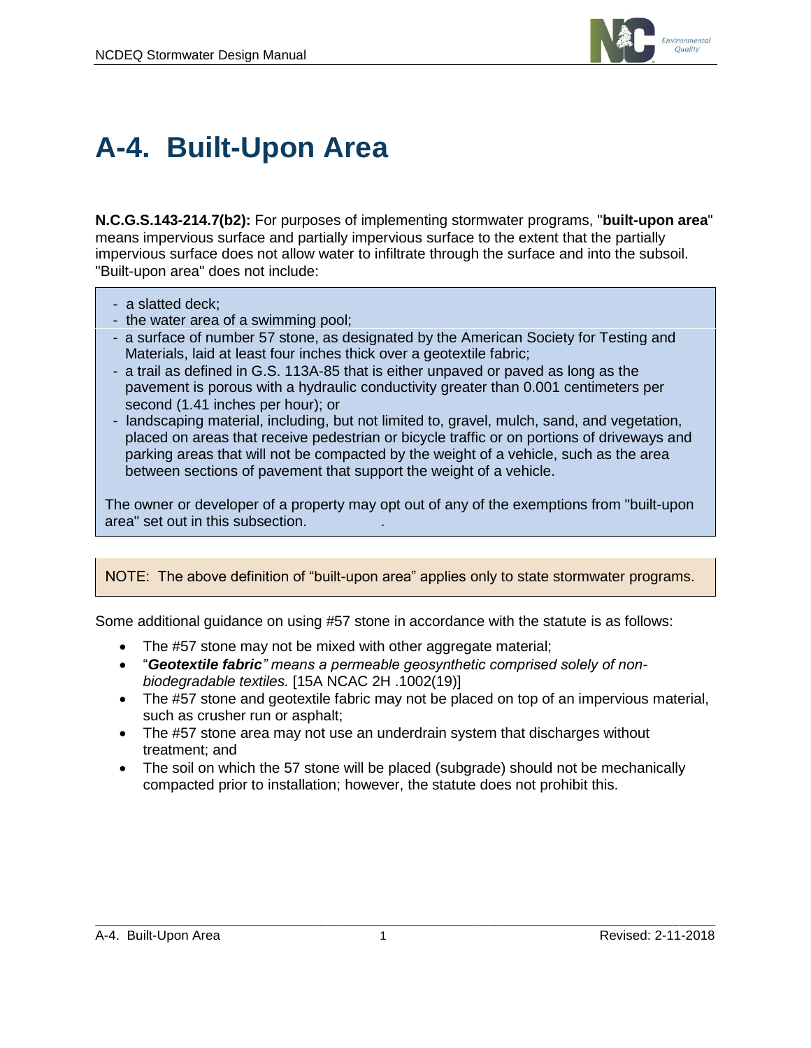# A-4. Built-Upon Area

**N.C.G.S.143-214.7(b2):** For purposes of implementing stormwater programs, "**built-upon area**" means impervious surface and partially impervious surface to the extent that the partially impervious surface does not allow water to infiltrate through the surface and into the subsoil. "Built-upon area" does not include:

- a slatted deck;
- the water area of a swimming pool;
- a surface of number 57 stone, as designated by the American Society for Testing and Materials, laid at least four inches thick over a geotextile fabric;
- a trail as defined in G.S. 113A-85 that is either unpaved or paved as long as the pavement is porous with a hydraulic conductivity greater than 0.001 centimeters per second (1.41 inches per hour); or
- landscaping material, including, but not limited to, gravel, mulch, sand, and vegetation, placed on areas that receive pedestrian or bicycle traffic or on portions of driveways and parking areas that will not be compacted by the weight of a vehicle, such as the area between sections of pavement that support the weight of a vehicle.

The owner or developer of a property may opt out of any of the exemptions from "built-upon area" set out in this subsection.

NOTE: The above definition of "built-upon area" applies only to state stormwater programs.

Some additional guidance on using #57 stone in accordance with the statute is as follows:

- The #57 stone may not be mixed with other aggregate material;
- "***Geotextile fabric**" means a permeable geosynthetic comprised solely of non-biodegradable textiles.* [15A NCAC 2H .1002(19)]
- The #57 stone and geotextile fabric may not be placed on top of an impervious material, such as crusher run or asphalt;
- The #57 stone area may not use an underdrain system that discharges without treatment; and
- The soil on which the 57 stone will be placed (subgrade) should not be mechanically compacted prior to installation; however, the statute does not prohibit this.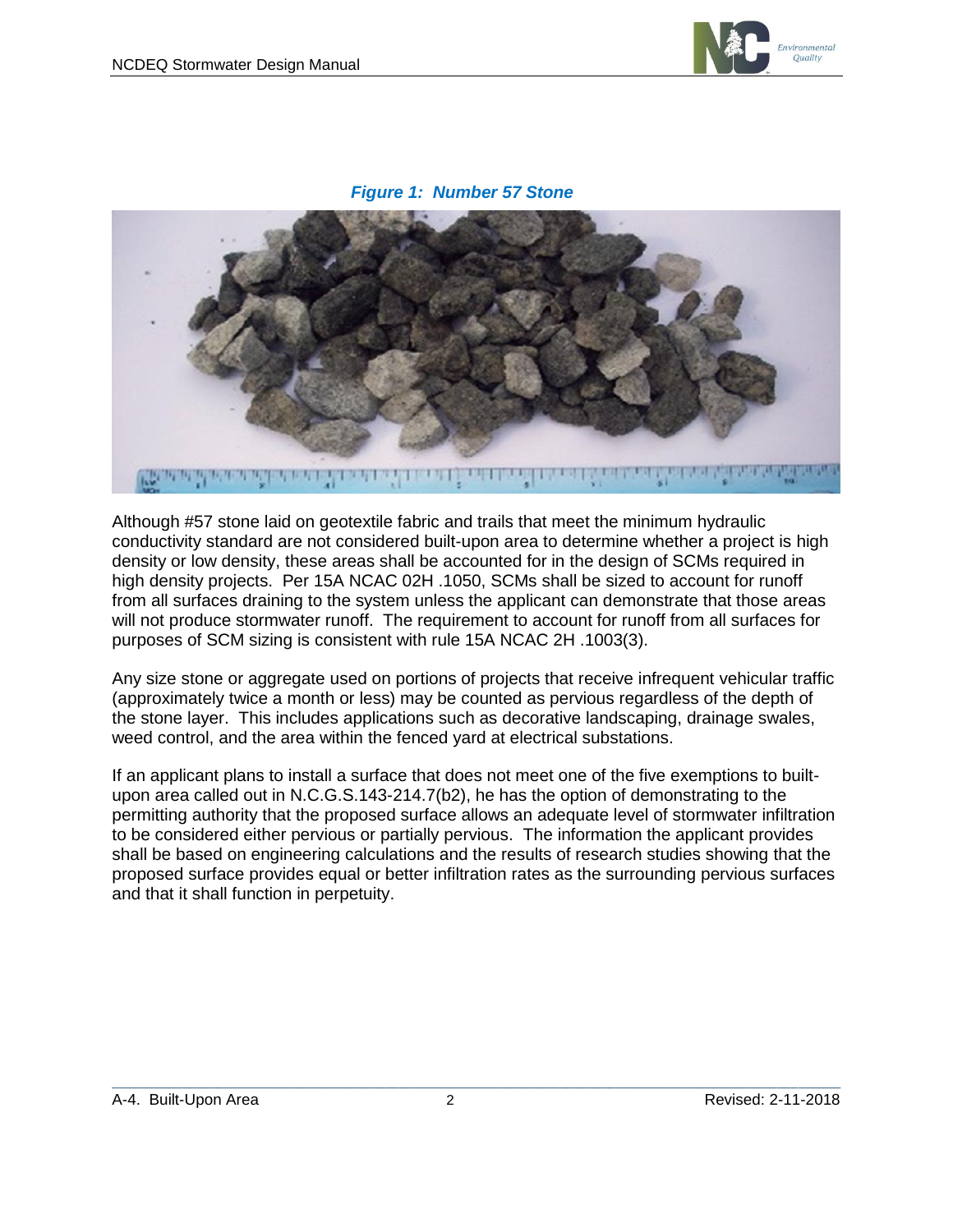*Figure 1: Number 57 Stone*

Although #57 stone laid on geotextile fabric and trails that meet the minimum hydraulic conductivity standard are not considered built-upon area to determine whether a project is high density or low density, these areas shall be accounted for in the design of SCMs required in high density projects. Per 15A NCAC 02H .1050, SCMs shall be sized to account for runoff from all surfaces draining to the system unless the applicant can demonstrate that those areas will not produce stormwater runoff. The requirement to account for runoff from all surfaces for purposes of SCM sizing is consistent with rule 15A NCAC 2H .1003(3).

Any size stone or aggregate used on portions of projects that receive infrequent vehicular traffic (approximately twice a month or less) may be counted as pervious regardless of the depth of the stone layer. This includes applications such as decorative landscaping, drainage swales, weed control, and the area within the fenced yard at electrical substations.

If an applicant plans to install a surface that does not meet one of the five exemptions to built-upon area called out in N.C.G.S.143-214.7(b2), he has the option of demonstrating to the permitting authority that the proposed surface allows an adequate level of stormwater infiltration to be considered either pervious or partially pervious. The information the applicant provides shall be based on engineering calculations and the results of research studies showing that the proposed surface provides equal or better infiltration rates as the surrounding pervious surfaces and that it shall function in perpetuity.